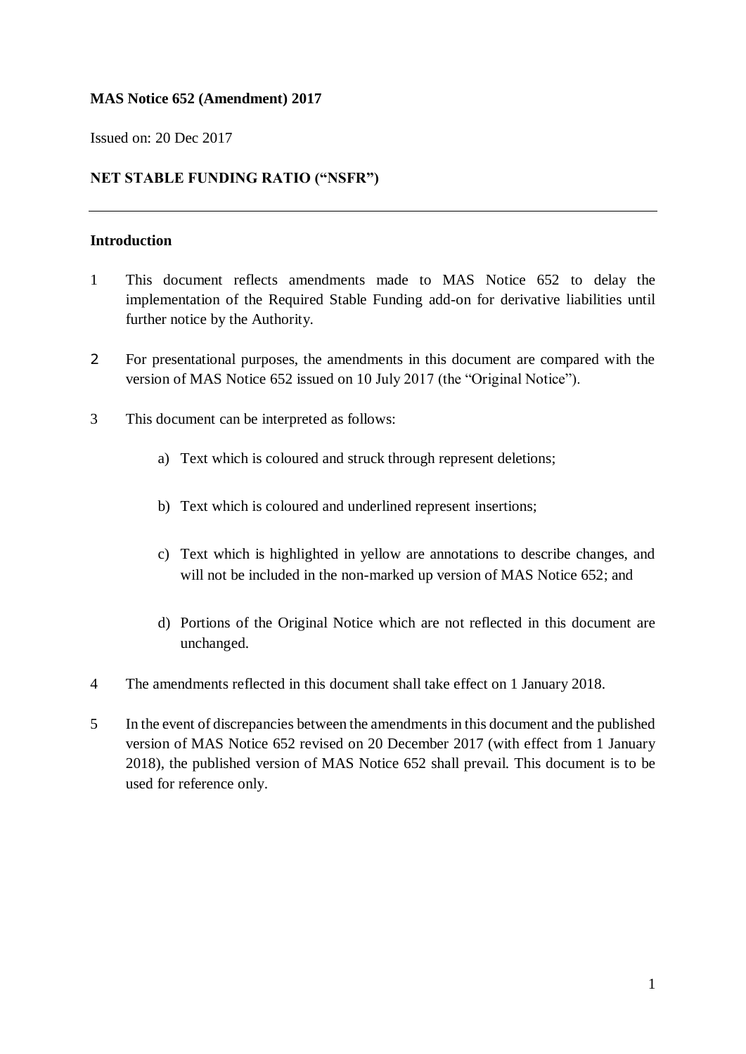**MAS Notice 652 (Amendment) 2017**

Issued on: 20 Dec 2017

**NET STABLE FUNDING RATIO ("NSFR")**

---

**Introduction**

1 This document reflects amendments made to MAS Notice 652 to delay the implementation of the Required Stable Funding add-on for derivative liabilities until further notice by the Authority.

2 For presentational purposes, the amendments in this document are compared with the version of MAS Notice 652 issued on 10 July 2017 (the "Original Notice").

3 This document can be interpreted as follows:

a) Text which is coloured and struck through represent deletions;

b) Text which is coloured and underlined represent insertions;

c) Text which is highlighted in yellow are annotations to describe changes, and will not be included in the non-marked up version of MAS Notice 652; and

d) Portions of the Original Notice which are not reflected in this document are unchanged.

4 The amendments reflected in this document shall take effect on 1 January 2018.

5 In the event of discrepancies between the amendments in this document and the published version of MAS Notice 652 revised on 20 December 2017 (with effect from 1 January 2018), the published version of MAS Notice 652 shall prevail. This document is to be used for reference only.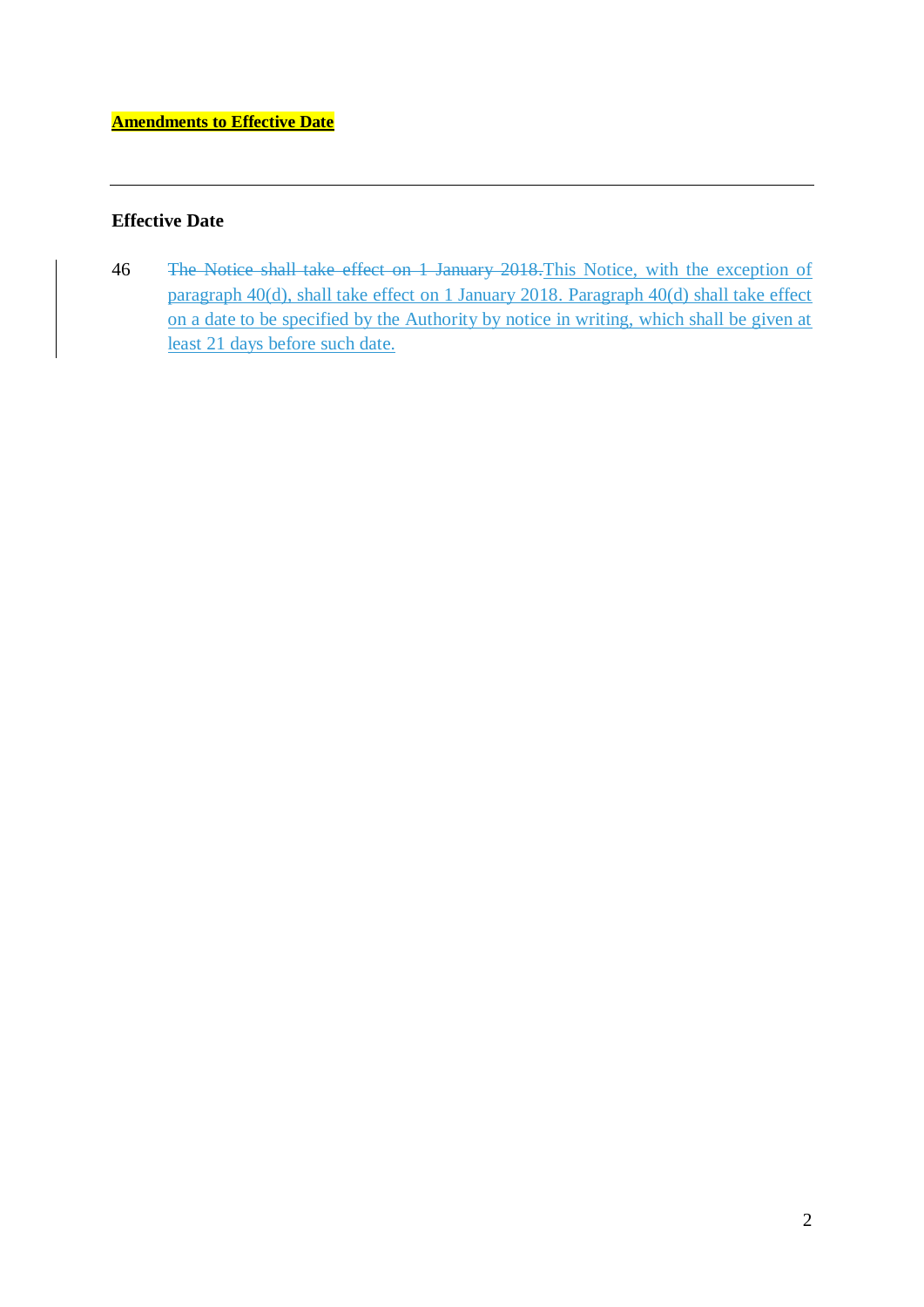**Amendments to Effective Date**

---

**Effective Date**

46 ~~The Notice shall take effect on 1 January 2018.~~This Notice, with the exception of paragraph 40(d), shall take effect on 1 January 2018. Paragraph 40(d) shall take effect on a date to be specified by the Authority by notice in writing, which shall be given at least 21 days before such date.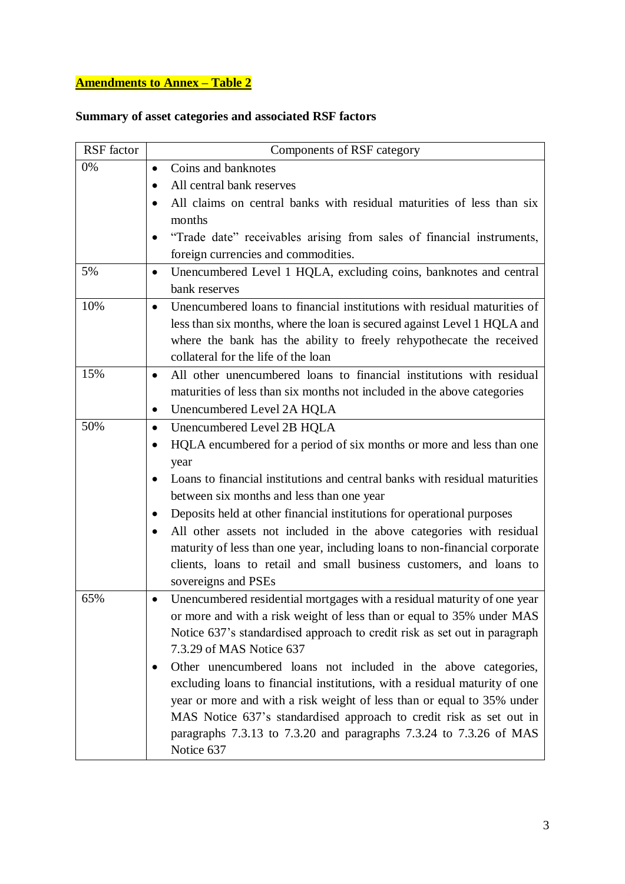**Amendments to Annex – Table 2**

**Summary of asset categories and associated RSF factors**

| RSF factor | Components of RSF category |
|---|---|
| 0% | • Coins and banknotes<br>• All central bank reserves<br>• All claims on central banks with residual maturities of less than six months<br>• "Trade date" receivables arising from sales of financial instruments, foreign currencies and commodities. |
| 5% | • Unencumbered Level 1 HQLA, excluding coins, banknotes and central bank reserves |
| 10% | • Unencumbered loans to financial institutions with residual maturities of less than six months, where the loan is secured against Level 1 HQLA and where the bank has the ability to freely rehypothecate the received collateral for the life of the loan |
| 15% | • All other unencumbered loans to financial institutions with residual maturities of less than six months not included in the above categories<br>• Unencumbered Level 2A HQLA |
| 50% | • Unencumbered Level 2B HQLA<br>• HQLA encumbered for a period of six months or more and less than one year<br>• Loans to financial institutions and central banks with residual maturities between six months and less than one year<br>• Deposits held at other financial institutions for operational purposes<br>• All other assets not included in the above categories with residual maturity of less than one year, including loans to non-financial corporate clients, loans to retail and small business customers, and loans to sovereigns and PSEs |
| 65% | • Unencumbered residential mortgages with a residual maturity of one year or more and with a risk weight of less than or equal to 35% under MAS Notice 637's standardised approach to credit risk as set out in paragraph 7.3.29 of MAS Notice 637<br>• Other unencumbered loans not included in the above categories, excluding loans to financial institutions, with a residual maturity of one year or more and with a risk weight of less than or equal to 35% under MAS Notice 637's standardised approach to credit risk as set out in paragraphs 7.3.13 to 7.3.20 and paragraphs 7.3.24 to 7.3.26 of MAS Notice 637 |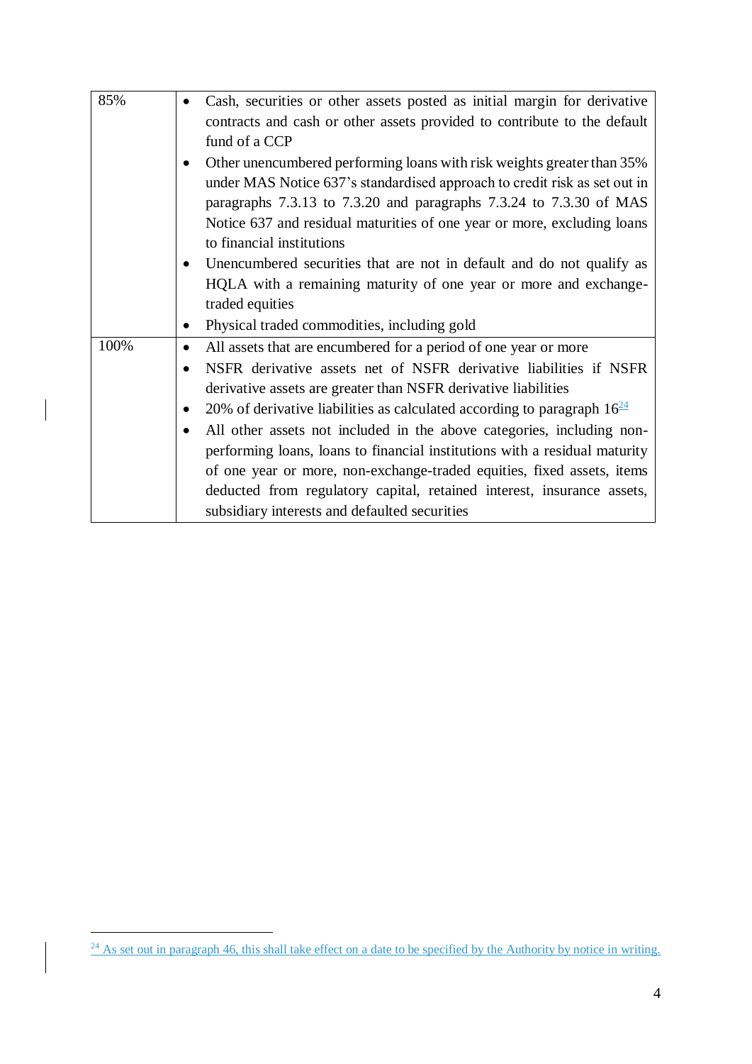| | |
|---|---|
| 85% | • Cash, securities or other assets posted as initial margin for derivative contracts and cash or other assets provided to contribute to the default fund of a CCP<br>• Other unencumbered performing loans with risk weights greater than 35% under MAS Notice 637's standardised approach to credit risk as set out in paragraphs 7.3.13 to 7.3.20 and paragraphs 7.3.24 to 7.3.30 of MAS Notice 637 and residual maturities of one year or more, excluding loans to financial institutions<br>• Unencumbered securities that are not in default and do not qualify as HQLA with a remaining maturity of one year or more and exchange-traded equities<br>• Physical traded commodities, including gold |
| 100% | • All assets that are encumbered for a period of one year or more<br>• NSFR derivative assets net of NSFR derivative liabilities if NSFR derivative assets are greater than NSFR derivative liabilities<br>• 20% of derivative liabilities as calculated according to paragraph 16[24]<br>• All other assets not included in the above categories, including non-performing loans, loans to financial institutions with a residual maturity of one year or more, non-exchange-traded equities, fixed assets, items deducted from regulatory capital, retained interest, insurance assets, subsidiary interests and defaulted securities |

[24] As set out in paragraph 46, this shall take effect on a date to be specified by the Authority by notice in writing.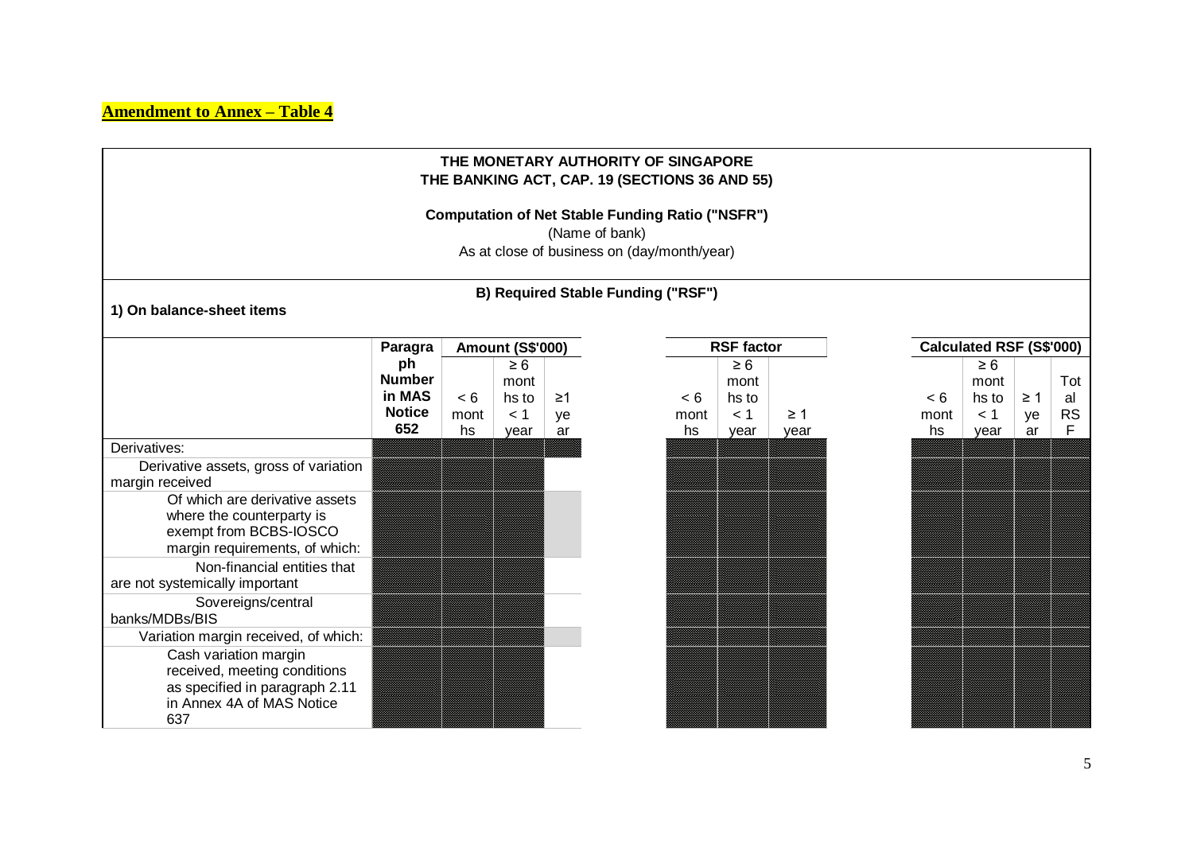**Amendment to Annex – Table 4**

**THE MONETARY AUTHORITY OF SINGAPORE**
**THE BANKING ACT, CAP. 19 (SECTIONS 36 AND 55)**

**Computation of Net Stable Funding Ratio ("NSFR")**
(Name of bank)
As at close of business on (day/month/year)

**B) Required Stable Funding ("RSF")**

**1) On balance-sheet items**

| | Paragraph Number in MAS Notice 652 | Amount (S$'000) | | | RSF factor | | | Calculated RSF (S$'000) | | | |
|---|---|---|---|---|---|---|---|---|---|---|---|
| | | < 6 months | ≥ 6 months to < 1 year | ≥1 year | < 6 months | ≥ 6 months to < 1 year | ≥ 1 year | < 6 months | ≥ 6 months to < 1 year | ≥ 1 year | Total RSF |
| Derivatives: | | | | | | | | | | | |
| Derivative assets, gross of variation margin received | | | | | | | | | | | |
| Of which are derivative assets where the counterparty is exempt from BCBS-IOSCO margin requirements, of which: | | | | | | | | | | | |
| Non-financial entities that are not systemically important | | | | | | | | | | | |
| Sovereigns/central banks/MDBs/BIS | | | | | | | | | | | |
| Variation margin received, of which: | | | | | | | | | | | |
| Cash variation margin received, meeting conditions as specified in paragraph 2.11 in Annex 4A of MAS Notice 637 | | | | | | | | | | | |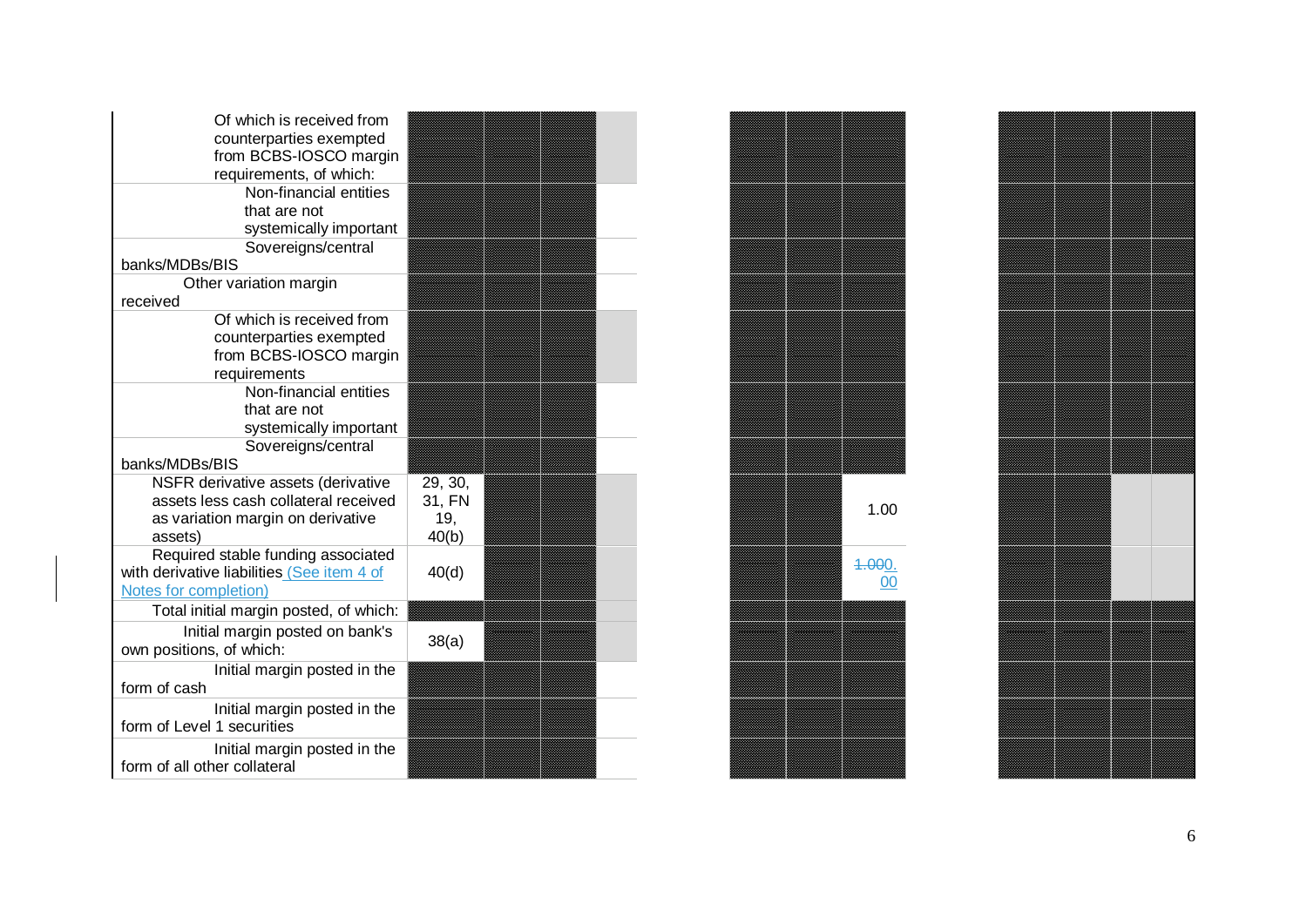| | | | | | | | | | | | | |
|---|---|---|---|---|---|---|---|---|---|---|---|---|
| Of which is received from counterparties exempted from BCBS-IOSCO margin requirements, of which: | | | | | | | | | | | | |
| Non-financial entities that are not systemically important | | | | | | | | | | | | |
| Sovereigns/central banks/MDBs/BIS | | | | | | | | | | | | |
| Other variation margin received | | | | | | | | | | | | |
| Of which is received from counterparties exempted from BCBS-IOSCO margin requirements | | | | | | | | | | | | |
| Non-financial entities that are not systemically important | | | | | | | | | | | | |
| Sovereigns/central banks/MDBs/BIS | | | | | | | | | | | | |
| NSFR derivative assets (derivative assets less cash collateral received as variation margin on derivative assets) | 29, 30, 31, FN 19, 40(b) | | | | | | 1.00 | | | | | |
| Required stable funding associated with derivative liabilities (See item 4 of Notes for completion) | 40(d) | | | | | | ~~1.00~~0.00 | | | | | |
| Total initial margin posted, of which: | | | | | | | | | | | | |
| Initial margin posted on bank's own positions, of which: | 38(a) | | | | | | | | | | | |
| Initial margin posted in the form of cash | | | | | | | | | | | | |
| Initial margin posted in the form of Level 1 securities | | | | | | | | | | | | |
| Initial margin posted in the form of all other collateral | | | | | | | | | | | | |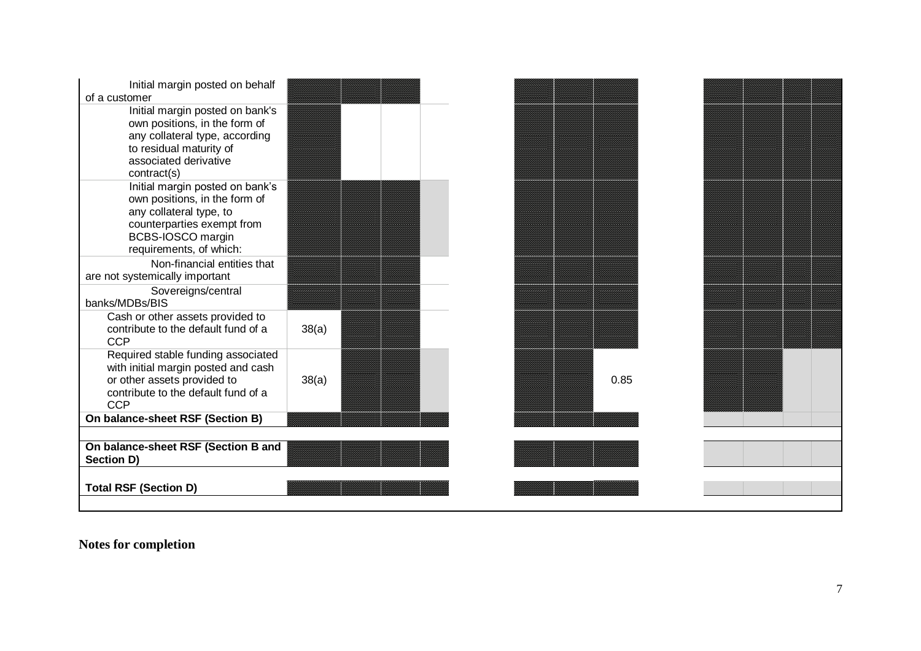| | | | | | | | | | | | | |
|---|---|---|---|---|---|---|---|---|---|---|---|---|
| Initial margin posted on behalf of a customer | | | | | | | | | | | | |
| Initial margin posted on bank's own positions, in the form of any collateral type, according to residual maturity of associated derivative contract(s) | | | | | | | | | | | | |
| Initial margin posted on bank's own positions, in the form of any collateral type, to counterparties exempt from BCBS-IOSCO margin requirements, of which: | | | | | | | | | | | | |
| Non-financial entities that are not systemically important | | | | | | | | | | | | |
| Sovereigns/central banks/MDBs/BIS | | | | | | | | | | | | |
| Cash or other assets provided to contribute to the default fund of a CCP | 38(a) | | | | | | | | | | | |
| Required stable funding associated with initial margin posted and cash or other assets provided to contribute to the default fund of a CCP | 38(a) | | | | | | | 0.85 | | | | |
| **On balance-sheet RSF (Section B)** | | | | | | | | | | | | |
| **On balance-sheet RSF (Section B and Section D)** | | | | | | | | | | | | |
| **Total RSF (Section D)** | | | | | | | | | | | | |

**Notes for completion**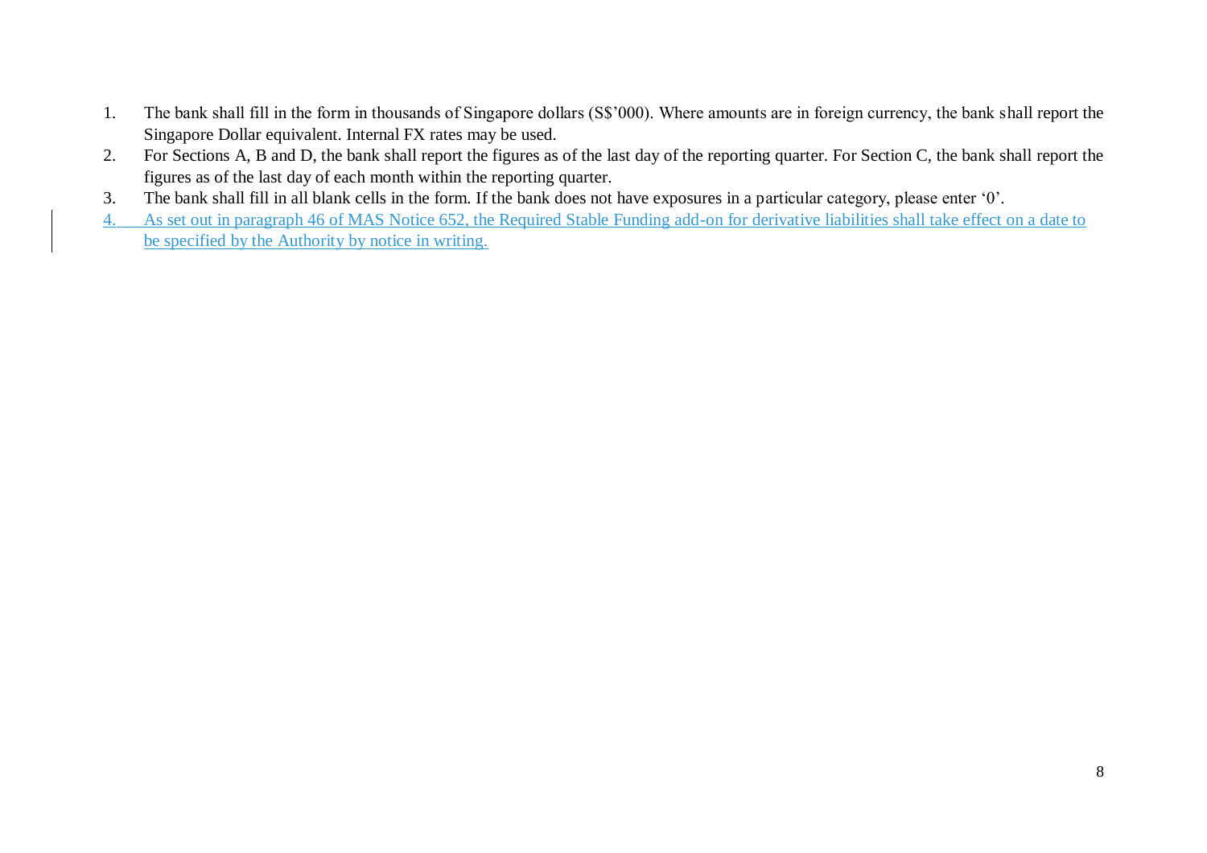1. The bank shall fill in the form in thousands of Singapore dollars (S$'000). Where amounts are in foreign currency, the bank shall report the Singapore Dollar equivalent. Internal FX rates may be used.
2. For Sections A, B and D, the bank shall report the figures as of the last day of the reporting quarter. For Section C, the bank shall report the figures as of the last day of each month within the reporting quarter.
3. The bank shall fill in all blank cells in the form. If the bank does not have exposures in a particular category, please enter '0'.
4. As set out in paragraph 46 of MAS Notice 652, the Required Stable Funding add-on for derivative liabilities shall take effect on a date to be specified by the Authority by notice in writing.